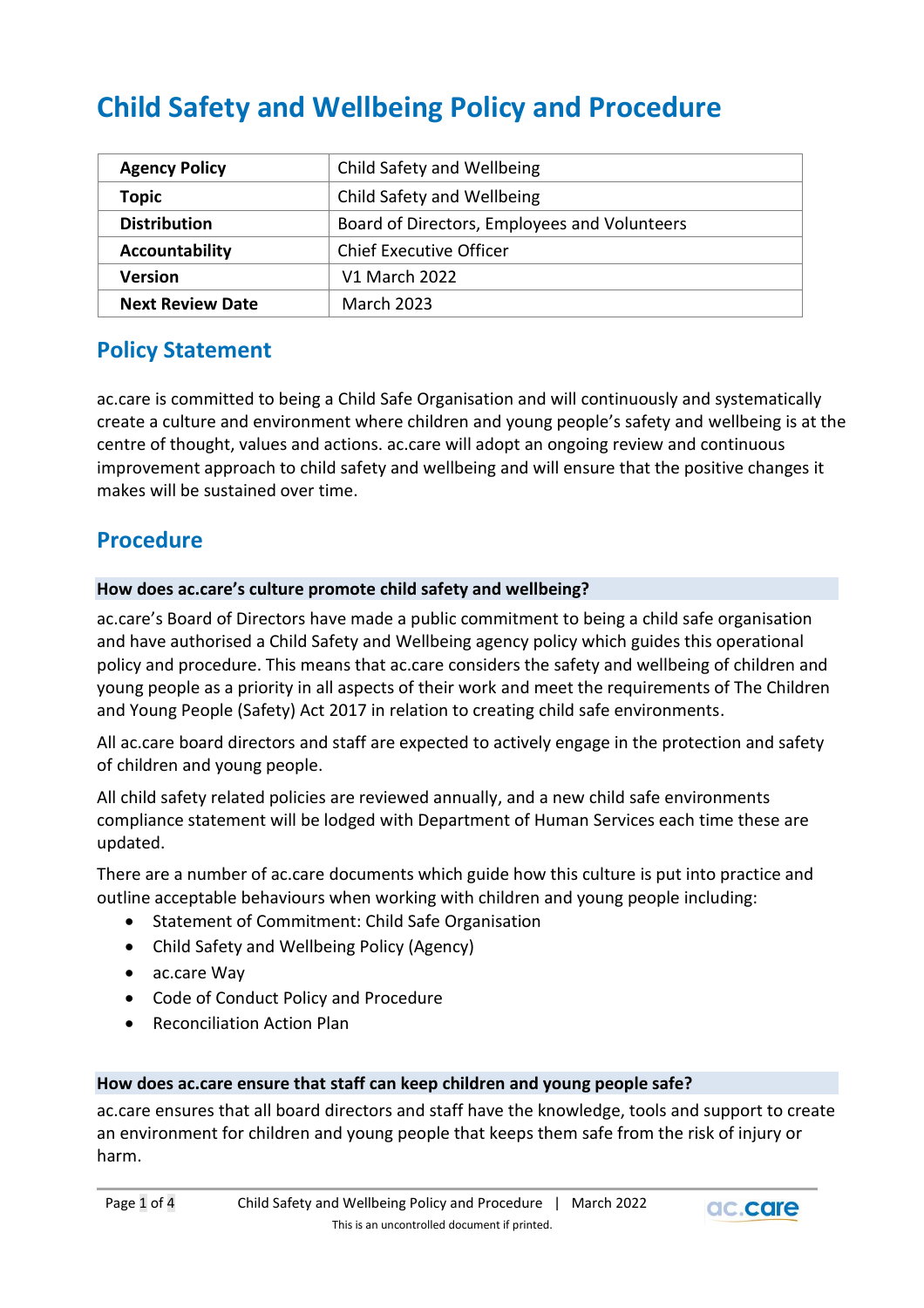# Child Safety and Wellbeing Policy and Procedure

| Agency Policy | Child Safety and Wellbeing |
|---|---|
| **Topic** | Child Safety and Wellbeing |
| **Distribution** | Board of Directors, Employees and Volunteers |
| **Accountability** | Chief Executive Officer |
| **Version** | V1 March 2022 |
| **Next Review Date** | March 2023 |

## Policy Statement

ac.care is committed to being a Child Safe Organisation and will continuously and systematically create a culture and environment where children and young people's safety and wellbeing is at the centre of thought, values and actions. ac.care will adopt an ongoing review and continuous improvement approach to child safety and wellbeing and will ensure that the positive changes it makes will be sustained over time.

## Procedure

### How does ac.care's culture promote child safety and wellbeing?

ac.care's Board of Directors have made a public commitment to being a child safe organisation and have authorised a Child Safety and Wellbeing agency policy which guides this operational policy and procedure. This means that ac.care considers the safety and wellbeing of children and young people as a priority in all aspects of their work and meet the requirements of The Children and Young People (Safety) Act 2017 in relation to creating child safe environments.

All ac.care board directors and staff are expected to actively engage in the protection and safety of children and young people.

All child safety related policies are reviewed annually, and a new child safe environments compliance statement will be lodged with Department of Human Services each time these are updated.

There are a number of ac.care documents which guide how this culture is put into practice and outline acceptable behaviours when working with children and young people including:

- Statement of Commitment: Child Safe Organisation
- Child Safety and Wellbeing Policy (Agency)
- ac.care Way
- Code of Conduct Policy and Procedure
- Reconciliation Action Plan

### How does ac.care ensure that staff can keep children and young people safe?

ac.care ensures that all board directors and staff have the knowledge, tools and support to create an environment for children and young people that keeps them safe from the risk of injury or harm.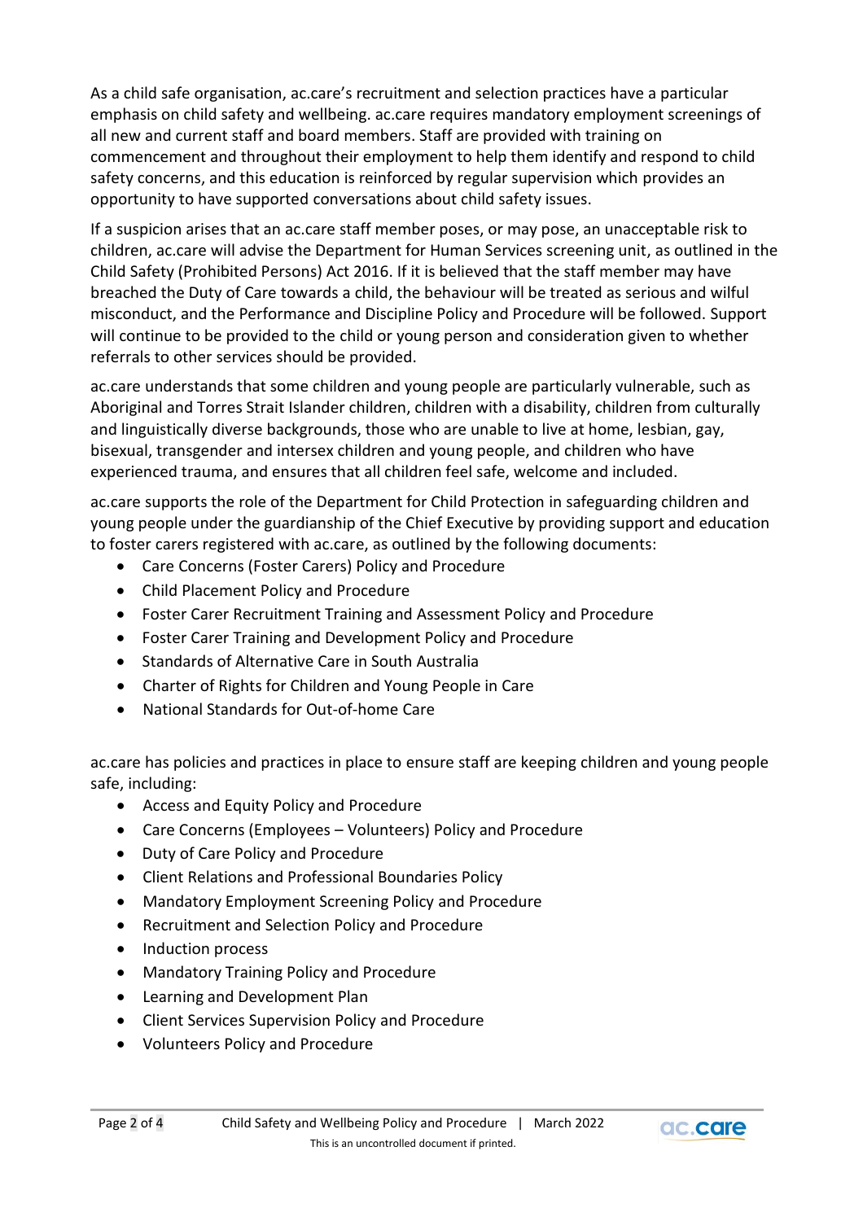As a child safe organisation, ac.care's recruitment and selection practices have a particular emphasis on child safety and wellbeing. ac.care requires mandatory employment screenings of all new and current staff and board members. Staff are provided with training on commencement and throughout their employment to help them identify and respond to child safety concerns, and this education is reinforced by regular supervision which provides an opportunity to have supported conversations about child safety issues.

If a suspicion arises that an ac.care staff member poses, or may pose, an unacceptable risk to children, ac.care will advise the Department for Human Services screening unit, as outlined in the Child Safety (Prohibited Persons) Act 2016. If it is believed that the staff member may have breached the Duty of Care towards a child, the behaviour will be treated as serious and wilful misconduct, and the Performance and Discipline Policy and Procedure will be followed. Support will continue to be provided to the child or young person and consideration given to whether referrals to other services should be provided.

ac.care understands that some children and young people are particularly vulnerable, such as Aboriginal and Torres Strait Islander children, children with a disability, children from culturally and linguistically diverse backgrounds, those who are unable to live at home, lesbian, gay, bisexual, transgender and intersex children and young people, and children who have experienced trauma, and ensures that all children feel safe, welcome and included.

ac.care supports the role of the Department for Child Protection in safeguarding children and young people under the guardianship of the Chief Executive by providing support and education to foster carers registered with ac.care, as outlined by the following documents:

- Care Concerns (Foster Carers) Policy and Procedure
- Child Placement Policy and Procedure
- Foster Carer Recruitment Training and Assessment Policy and Procedure
- Foster Carer Training and Development Policy and Procedure
- Standards of Alternative Care in South Australia
- Charter of Rights for Children and Young People in Care
- National Standards for Out-of-home Care

ac.care has policies and practices in place to ensure staff are keeping children and young people safe, including:

- Access and Equity Policy and Procedure
- Care Concerns (Employees – Volunteers) Policy and Procedure
- Duty of Care Policy and Procedure
- Client Relations and Professional Boundaries Policy
- Mandatory Employment Screening Policy and Procedure
- Recruitment and Selection Policy and Procedure
- Induction process
- Mandatory Training Policy and Procedure
- Learning and Development Plan
- Client Services Supervision Policy and Procedure
- Volunteers Policy and Procedure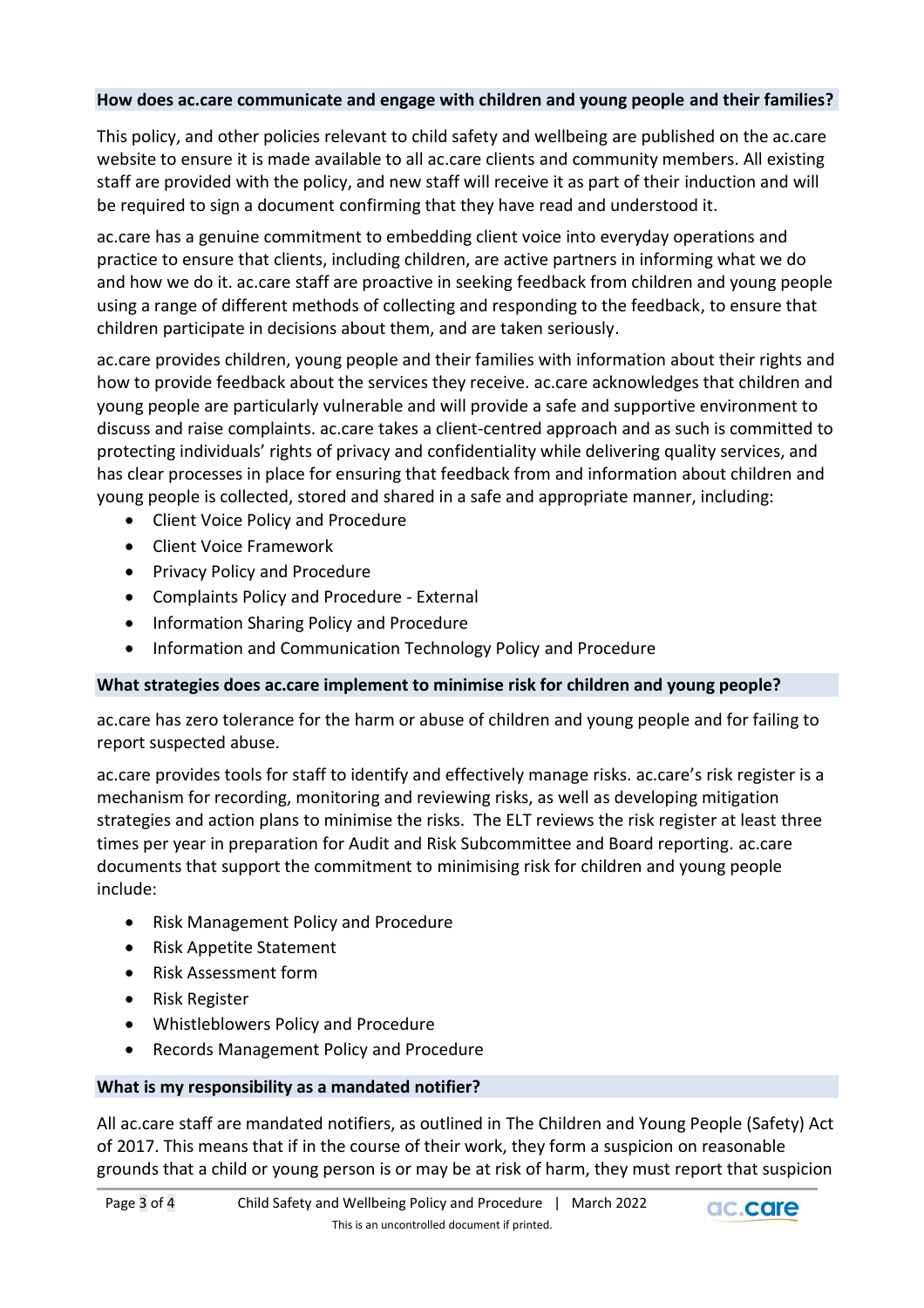**How does ac.care communicate and engage with children and young people and their families?**

This policy, and other policies relevant to child safety and wellbeing are published on the ac.care website to ensure it is made available to all ac.care clients and community members. All existing staff are provided with the policy, and new staff will receive it as part of their induction and will be required to sign a document confirming that they have read and understood it.

ac.care has a genuine commitment to embedding client voice into everyday operations and practice to ensure that clients, including children, are active partners in informing what we do and how we do it. ac.care staff are proactive in seeking feedback from children and young people using a range of different methods of collecting and responding to the feedback, to ensure that children participate in decisions about them, and are taken seriously.

ac.care provides children, young people and their families with information about their rights and how to provide feedback about the services they receive. ac.care acknowledges that children and young people are particularly vulnerable and will provide a safe and supportive environment to discuss and raise complaints. ac.care takes a client-centred approach and as such is committed to protecting individuals' rights of privacy and confidentiality while delivering quality services, and has clear processes in place for ensuring that feedback from and information about children and young people is collected, stored and shared in a safe and appropriate manner, including:

- Client Voice Policy and Procedure
- Client Voice Framework
- Privacy Policy and Procedure
- Complaints Policy and Procedure - External
- Information Sharing Policy and Procedure
- Information and Communication Technology Policy and Procedure

**What strategies does ac.care implement to minimise risk for children and young people?**

ac.care has zero tolerance for the harm or abuse of children and young people and for failing to report suspected abuse.

ac.care provides tools for staff to identify and effectively manage risks. ac.care's risk register is a mechanism for recording, monitoring and reviewing risks, as well as developing mitigation strategies and action plans to minimise the risks. The ELT reviews the risk register at least three times per year in preparation for Audit and Risk Subcommittee and Board reporting. ac.care documents that support the commitment to minimising risk for children and young people include:

- Risk Management Policy and Procedure
- Risk Appetite Statement
- Risk Assessment form
- Risk Register
- Whistleblowers Policy and Procedure
- Records Management Policy and Procedure

**What is my responsibility as a mandated notifier?**

All ac.care staff are mandated notifiers, as outlined in The Children and Young People (Safety) Act of 2017. This means that if in the course of their work, they form a suspicion on reasonable grounds that a child or young person is or may be at risk of harm, they must report that suspicion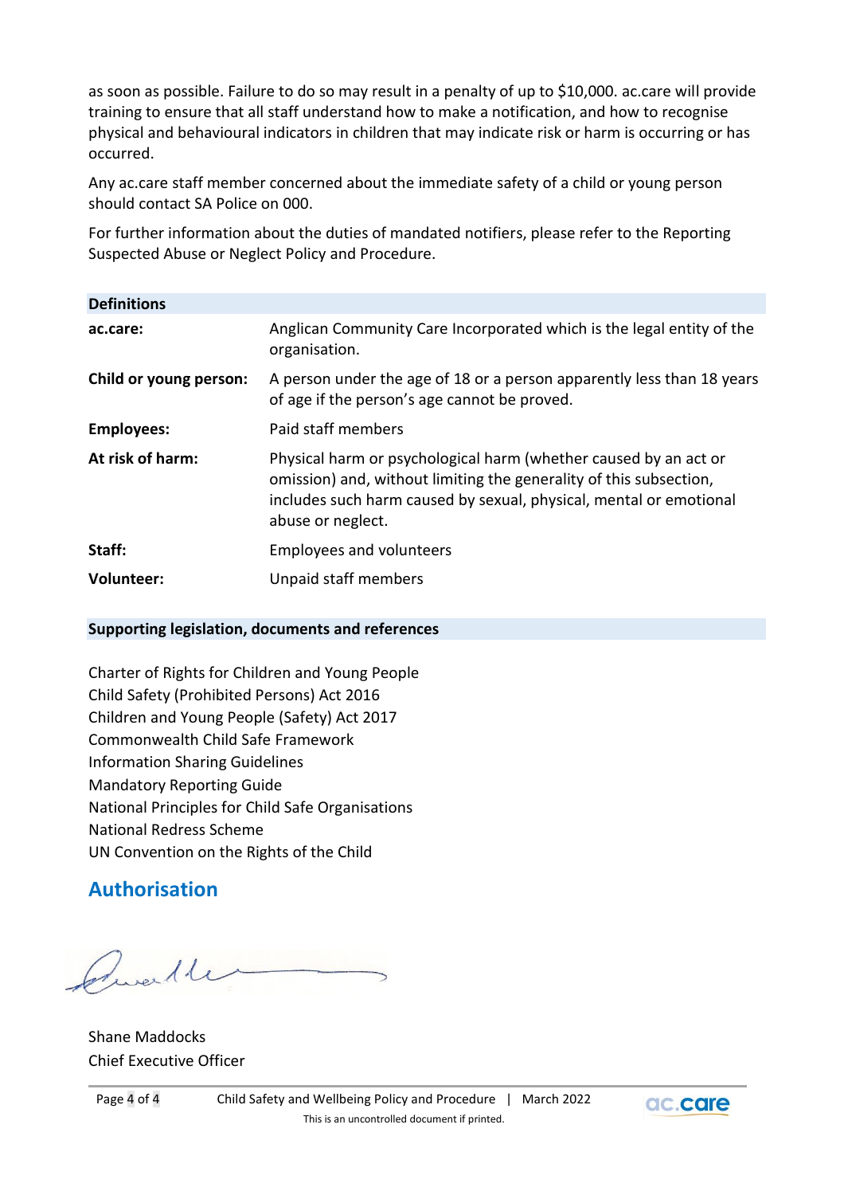as soon as possible. Failure to do so may result in a penalty of up to $10,000. ac.care will provide training to ensure that all staff understand how to make a notification, and how to recognise physical and behavioural indicators in children that may indicate risk or harm is occurring or has occurred.

Any ac.care staff member concerned about the immediate safety of a child or young person should contact SA Police on 000.

For further information about the duties of mandated notifiers, please refer to the Reporting Suspected Abuse or Neglect Policy and Procedure.

| **Definitions** | |
|---|---|
| **ac.care:** | Anglican Community Care Incorporated which is the legal entity of the organisation. |
| **Child or young person:** | A person under the age of 18 or a person apparently less than 18 years of age if the person's age cannot be proved. |
| **Employees:** | Paid staff members |
| **At risk of harm:** | Physical harm or psychological harm (whether caused by an act or omission) and, without limiting the generality of this subsection, includes such harm caused by sexual, physical, mental or emotional abuse or neglect. |
| **Staff:** | Employees and volunteers |
| **Volunteer:** | Unpaid staff members |

**Supporting legislation, documents and references**

Charter of Rights for Children and Young People
Child Safety (Prohibited Persons) Act 2016
Children and Young People (Safety) Act 2017
Commonwealth Child Safe Framework
Information Sharing Guidelines
Mandatory Reporting Guide
National Principles for Child Safe Organisations
National Redress Scheme
UN Convention on the Rights of the Child

## Authorisation

Shane Maddocks
Chief Executive Officer